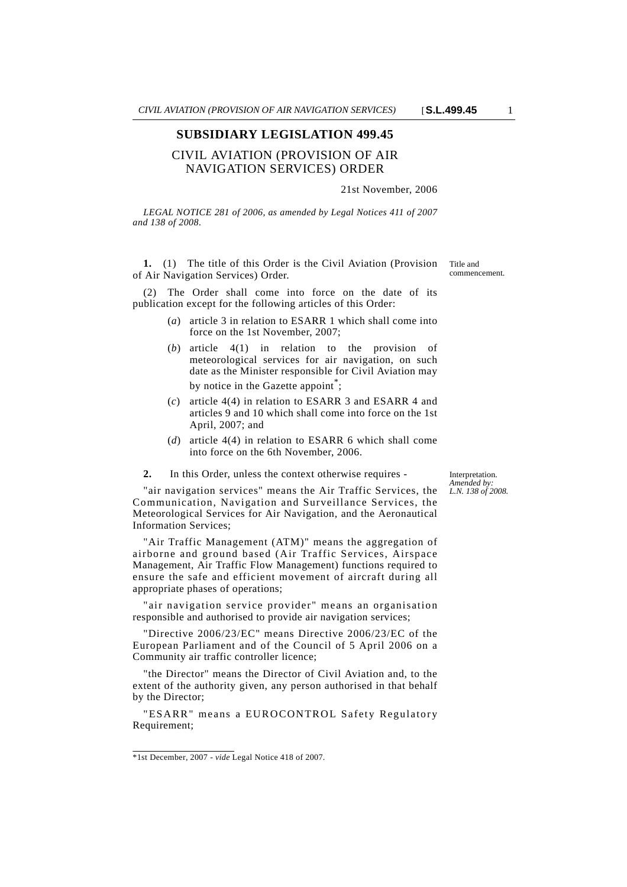# SUBSIDIARY LEGISLATION 499.45

## CIVIL AVIATION (PROVISION OF AIR NAVIGATION SERVICES) ORDER

21st November, 2006

*LEGAL NOTICE 281 of 2006, as amended by Legal Notices 411 of 2007 and 138 of 2008.*

Title and commencement.

**1.** (1) The title of this Order is the Civil Aviation (Provision of Air Navigation Services) Order.

(2) The Order shall come into force on the date of its publication except for the following articles of this Order:

- (*a*) article 3 in relation to ESARR 1 which shall come into force on the 1st November, 2007;
- (*b*) article 4(1) in relation to the provision of meteorological services for air navigation, on such date as the Minister responsible for Civil Aviation may by notice in the Gazette appoint*;
- (*c*) article 4(4) in relation to ESARR 3 and ESARR 4 and articles 9 and 10 which shall come into force on the 1st April, 2007; and
- (*d*) article 4(4) in relation to ESARR 6 which shall come into force on the 6th November, 2006.

Interpretation. *Amended by: L.N. 138 of 2008.*

**2.** In this Order, unless the context otherwise requires -

"air navigation services" means the Air Traffic Services, the Communication, Navigation and Surveillance Services, the Meteorological Services for Air Navigation, and the Aeronautical Information Services;

"Air Traffic Management (ATM)" means the aggregation of airborne and ground based (Air Traffic Services, Airspace Management, Air Traffic Flow Management) functions required to ensure the safe and efficient movement of aircraft during all appropriate phases of operations;

"air navigation service provider" means an organisation responsible and authorised to provide air navigation services;

"Directive 2006/23/EC" means Directive 2006/23/EC of the European Parliament and of the Council of 5 April 2006 on a Community air traffic controller licence;

"the Director" means the Director of Civil Aviation and, to the extent of the authority given, any person authorised in that behalf by the Director;

"ESARR" means a EUROCONTROL Safety Regulatory Requirement;

---

*1st December, 2007 - *vide* Legal Notice 418 of 2007.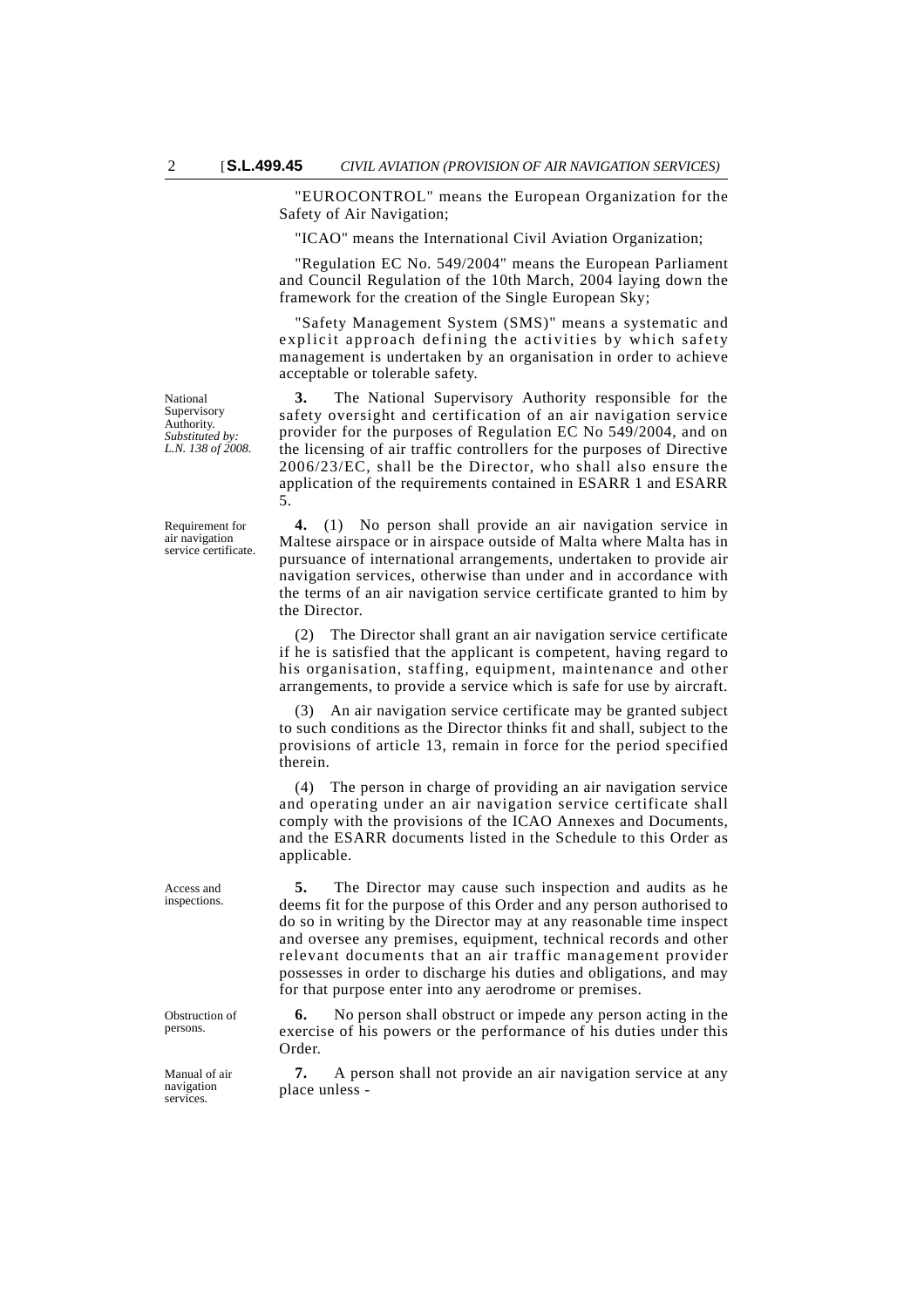"EUROCONTROL" means the European Organization for the Safety of Air Navigation;

"ICAO" means the International Civil Aviation Organization;

"Regulation EC No. 549/2004" means the European Parliament and Council Regulation of the 10th March, 2004 laying down the framework for the creation of the Single European Sky;

"Safety Management System (SMS)" means a systematic and explicit approach defining the activities by which safety management is undertaken by an organisation in order to achieve acceptable or tolerable safety.

National Supervisory Authority. *Substituted by: L.N. 138 of 2008.*

**3.** The National Supervisory Authority responsible for the safety oversight and certification of an air navigation service provider for the purposes of Regulation EC No 549/2004, and on the licensing of air traffic controllers for the purposes of Directive 2006/23/EC, shall be the Director, who shall also ensure the application of the requirements contained in ESARR 1 and ESARR 5.

Requirement for air navigation service certificate.

**4.** (1) No person shall provide an air navigation service in Maltese airspace or in airspace outside of Malta where Malta has in pursuance of international arrangements, undertaken to provide air navigation services, otherwise than under and in accordance with the terms of an air navigation service certificate granted to him by the Director.

(2) The Director shall grant an air navigation service certificate if he is satisfied that the applicant is competent, having regard to his organisation, staffing, equipment, maintenance and other arrangements, to provide a service which is safe for use by aircraft.

(3) An air navigation service certificate may be granted subject to such conditions as the Director thinks fit and shall, subject to the provisions of article 13, remain in force for the period specified therein.

(4) The person in charge of providing an air navigation service and operating under an air navigation service certificate shall comply with the provisions of the ICAO Annexes and Documents, and the ESARR documents listed in the Schedule to this Order as applicable.

Access and inspections.

**5.** The Director may cause such inspection and audits as he deems fit for the purpose of this Order and any person authorised to do so in writing by the Director may at any reasonable time inspect and oversee any premises, equipment, technical records and other relevant documents that an air traffic management provider possesses in order to discharge his duties and obligations, and may for that purpose enter into any aerodrome or premises.

Obstruction of persons.

**6.** No person shall obstruct or impede any person acting in the exercise of his powers or the performance of his duties under this Order.

Manual of air navigation services.

**7.** A person shall not provide an air navigation service at any place unless -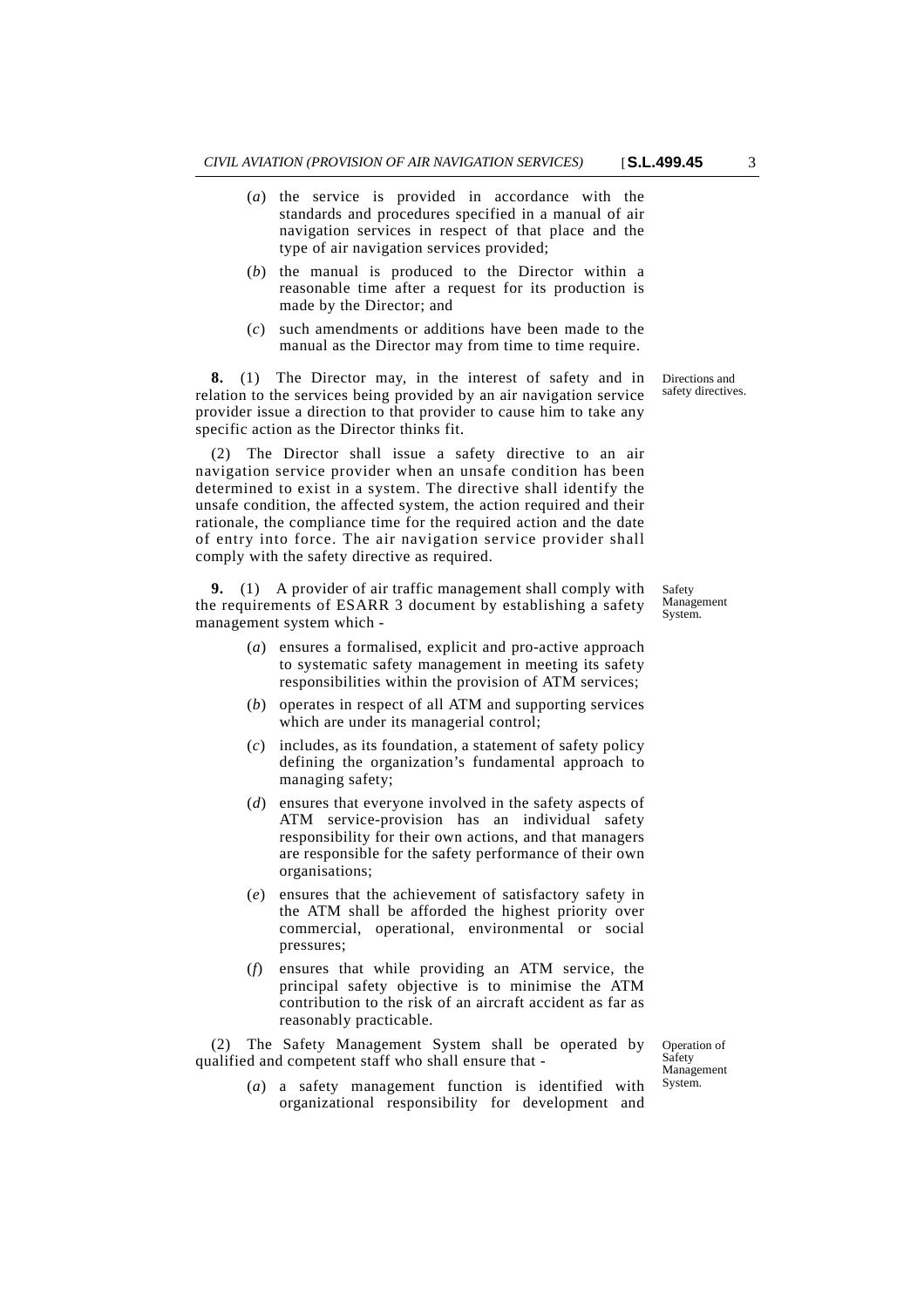(*a*) the service is provided in accordance with the standards and procedures specified in a manual of air navigation services in respect of that place and the type of air navigation services provided;

(*b*) the manual is produced to the Director within a reasonable time after a request for its production is made by the Director; and

(*c*) such amendments or additions have been made to the manual as the Director may from time to time require.

Directions and safety directives.

**8.** (1) The Director may, in the interest of safety and in relation to the services being provided by an air navigation service provider issue a direction to that provider to cause him to take any specific action as the Director thinks fit.

(2) The Director shall issue a safety directive to an air navigation service provider when an unsafe condition has been determined to exist in a system. The directive shall identify the unsafe condition, the affected system, the action required and their rationale, the compliance time for the required action and the date of entry into force. The air navigation service provider shall comply with the safety directive as required.

Safety Management System.

**9.** (1) A provider of air traffic management shall comply with the requirements of ESARR 3 document by establishing a safety management system which -

(*a*) ensures a formalised, explicit and pro-active approach to systematic safety management in meeting its safety responsibilities within the provision of ATM services;

(*b*) operates in respect of all ATM and supporting services which are under its managerial control;

(*c*) includes, as its foundation, a statement of safety policy defining the organization's fundamental approach to managing safety;

(*d*) ensures that everyone involved in the safety aspects of ATM service-provision has an individual safety responsibility for their own actions, and that managers are responsible for the safety performance of their own organisations;

(*e*) ensures that the achievement of satisfactory safety in the ATM shall be afforded the highest priority over commercial, operational, environmental or social pressures;

(*f*) ensures that while providing an ATM service, the principal safety objective is to minimise the ATM contribution to the risk of an aircraft accident as far as reasonably practicable.

Operation of Safety Management System.

(2) The Safety Management System shall be operated by qualified and competent staff who shall ensure that -

(*a*) a safety management function is identified with organizational responsibility for development and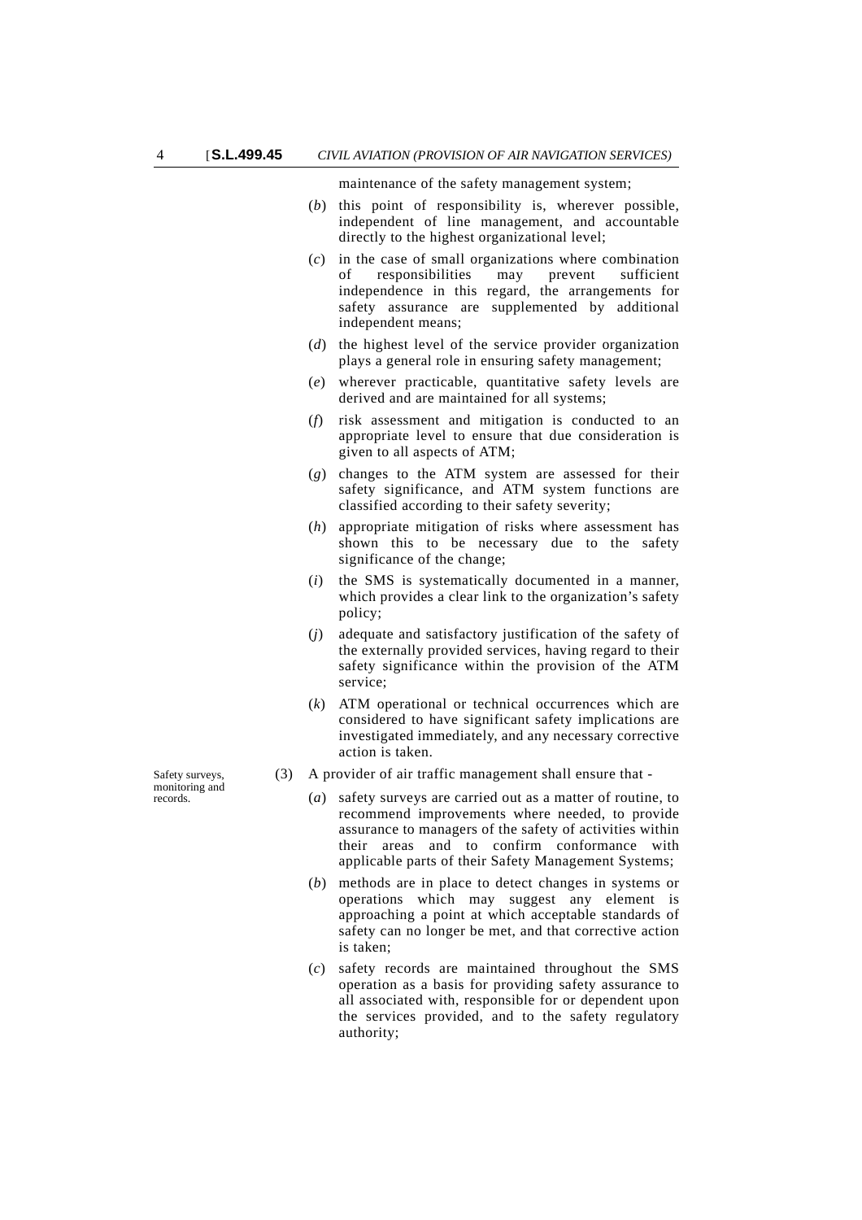maintenance of the safety management system;

(*b*) this point of responsibility is, wherever possible, independent of line management, and accountable directly to the highest organizational level;

(*c*) in the case of small organizations where combination of responsibilities may prevent sufficient independence in this regard, the arrangements for safety assurance are supplemented by additional independent means;

(*d*) the highest level of the service provider organization plays a general role in ensuring safety management;

(*e*) wherever practicable, quantitative safety levels are derived and are maintained for all systems;

(*f*) risk assessment and mitigation is conducted to an appropriate level to ensure that due consideration is given to all aspects of ATM;

(*g*) changes to the ATM system are assessed for their safety significance, and ATM system functions are classified according to their safety severity;

(*h*) appropriate mitigation of risks where assessment has shown this to be necessary due to the safety significance of the change;

(*i*) the SMS is systematically documented in a manner, which provides a clear link to the organization's safety policy;

(*j*) adequate and satisfactory justification of the safety of the externally provided services, having regard to their safety significance within the provision of the ATM service;

(*k*) ATM operational or technical occurrences which are considered to have significant safety implications are investigated immediately, and any necessary corrective action is taken.

Safety surveys, monitoring and records.

(3) A provider of air traffic management shall ensure that -

(*a*) safety surveys are carried out as a matter of routine, to recommend improvements where needed, to provide assurance to managers of the safety of activities within their areas and to confirm conformance with applicable parts of their Safety Management Systems;

(*b*) methods are in place to detect changes in systems or operations which may suggest any element is approaching a point at which acceptable standards of safety can no longer be met, and that corrective action is taken;

(*c*) safety records are maintained throughout the SMS operation as a basis for providing safety assurance to all associated with, responsible for or dependent upon the services provided, and to the safety regulatory authority;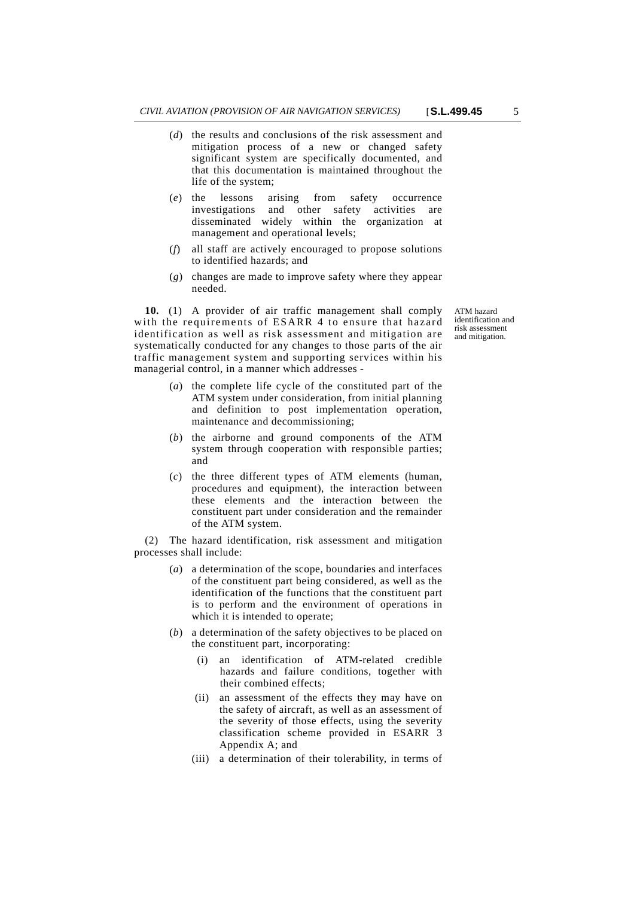(*d*) the results and conclusions of the risk assessment and mitigation process of a new or changed safety significant system are specifically documented, and that this documentation is maintained throughout the life of the system;

(*e*) the lessons arising from safety occurrence investigations and other safety activities are disseminated widely within the organization at management and operational levels;

(*f*) all staff are actively encouraged to propose solutions to identified hazards; and

(*g*) changes are made to improve safety where they appear needed.

ATM hazard identification and risk assessment and mitigation.

**10.** (1) A provider of air traffic management shall comply with the requirements of ESARR 4 to ensure that hazard identification as well as risk assessment and mitigation are systematically conducted for any changes to those parts of the air traffic management system and supporting services within his managerial control, in a manner which addresses -

(*a*) the complete life cycle of the constituted part of the ATM system under consideration, from initial planning and definition to post implementation operation, maintenance and decommissioning;

(*b*) the airborne and ground components of the ATM system through cooperation with responsible parties; and

(*c*) the three different types of ATM elements (human, procedures and equipment), the interaction between these elements and the interaction between the constituent part under consideration and the remainder of the ATM system.

(2) The hazard identification, risk assessment and mitigation processes shall include:

(*a*) a determination of the scope, boundaries and interfaces of the constituent part being considered, as well as the identification of the functions that the constituent part is to perform and the environment of operations in which it is intended to operate;

(*b*) a determination of the safety objectives to be placed on the constituent part, incorporating:

(i) an identification of ATM-related credible hazards and failure conditions, together with their combined effects;

(ii) an assessment of the effects they may have on the safety of aircraft, as well as an assessment of the severity of those effects, using the severity classification scheme provided in ESARR 3 Appendix A; and

(iii) a determination of their tolerability, in terms of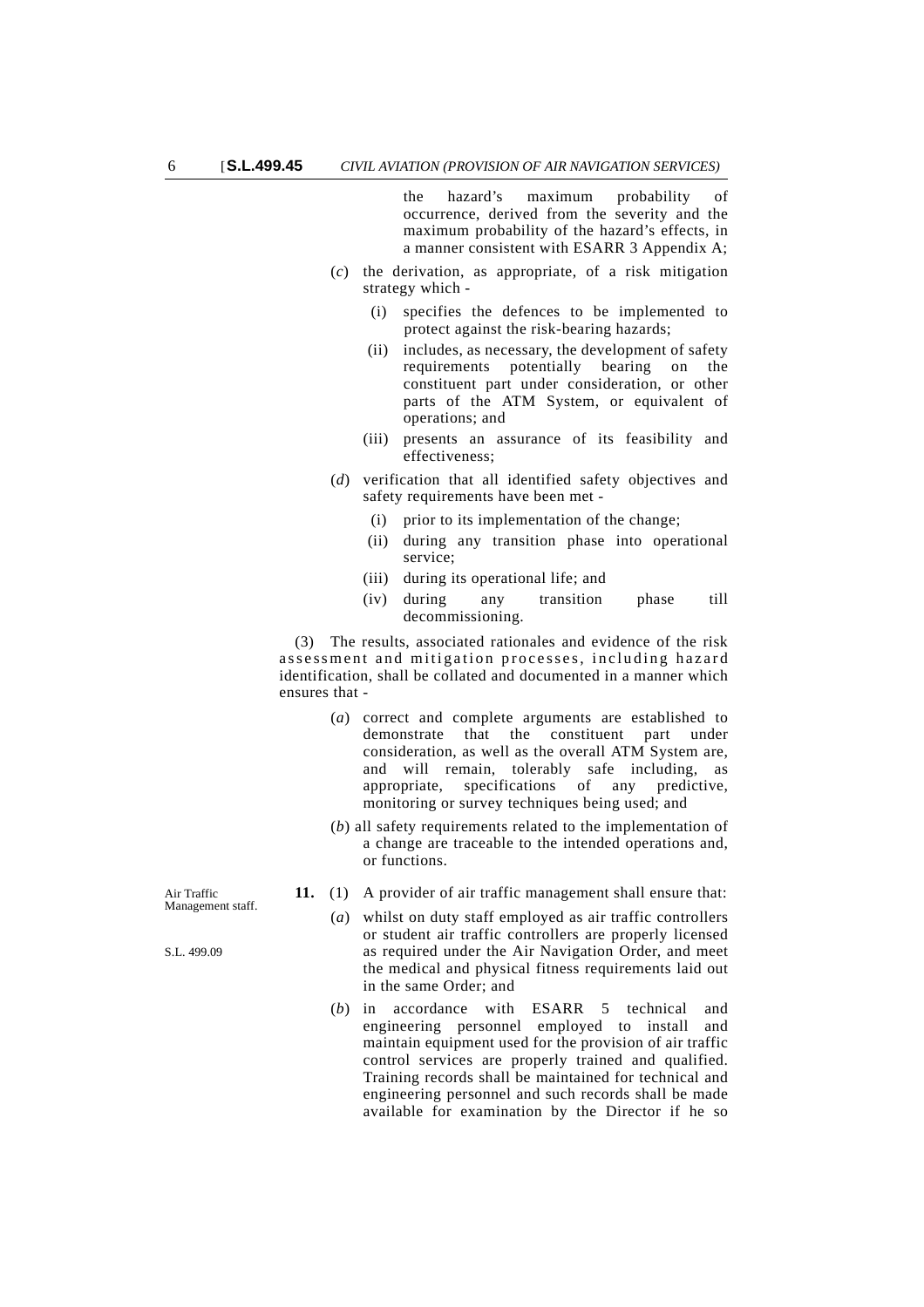the hazard's maximum probability of occurrence, derived from the severity and the maximum probability of the hazard's effects, in a manner consistent with ESARR 3 Appendix A;

(*c*) the derivation, as appropriate, of a risk mitigation strategy which -

(i) specifies the defences to be implemented to protect against the risk-bearing hazards;

(ii) includes, as necessary, the development of safety requirements potentially bearing on the constituent part under consideration, or other parts of the ATM System, or equivalent of operations; and

(iii) presents an assurance of its feasibility and effectiveness;

(*d*) verification that all identified safety objectives and safety requirements have been met -

(i) prior to its implementation of the change;

(ii) during any transition phase into operational service;

(iii) during its operational life; and

(iv) during any transition phase till decommissioning.

(3) The results, associated rationales and evidence of the risk assessment and mitigation processes, including hazard identification, shall be collated and documented in a manner which ensures that -

(*a*) correct and complete arguments are established to demonstrate that the constituent part under consideration, as well as the overall ATM System are, and will remain, tolerably safe including, as appropriate, specifications of any predictive, monitoring or survey techniques being used; and

(*b*) all safety requirements related to the implementation of a change are traceable to the intended operations and, or functions.

Air Traffic Management staff.

S.L. 499.09

**11.** (1) A provider of air traffic management shall ensure that:

(*a*) whilst on duty staff employed as air traffic controllers or student air traffic controllers are properly licensed as required under the Air Navigation Order, and meet the medical and physical fitness requirements laid out in the same Order; and

(*b*) in accordance with ESARR 5 technical and engineering personnel employed to install and maintain equipment used for the provision of air traffic control services are properly trained and qualified. Training records shall be maintained for technical and engineering personnel and such records shall be made available for examination by the Director if he so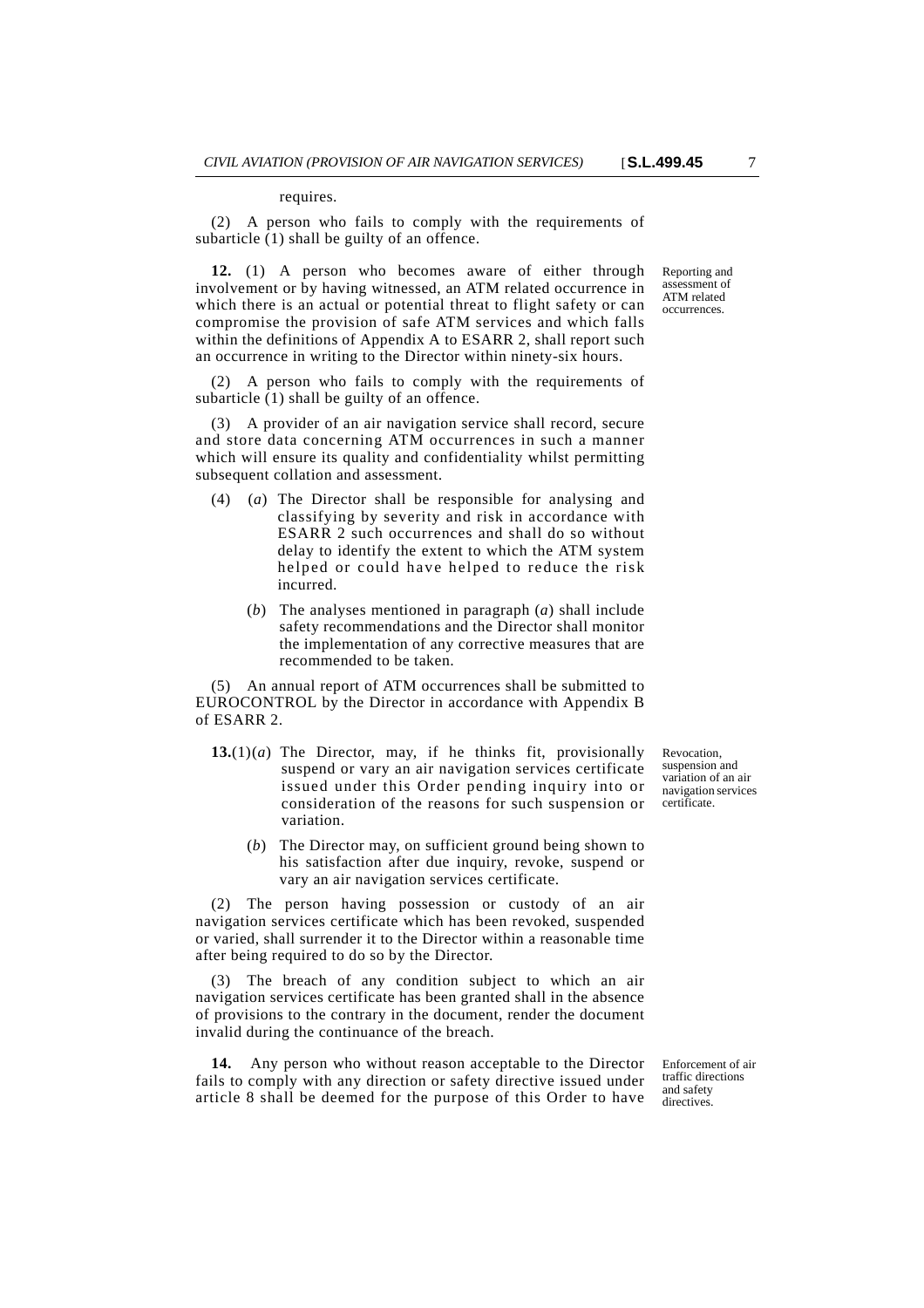requires.

(2) A person who fails to comply with the requirements of subarticle (1) shall be guilty of an offence.

Reporting and assessment of ATM related occurrences.

**12.** (1) A person who becomes aware of either through involvement or by having witnessed, an ATM related occurrence in which there is an actual or potential threat to flight safety or can compromise the provision of safe ATM services and which falls within the definitions of Appendix A to ESARR 2, shall report such an occurrence in writing to the Director within ninety-six hours.

(2) A person who fails to comply with the requirements of subarticle (1) shall be guilty of an offence.

(3) A provider of an air navigation service shall record, secure and store data concerning ATM occurrences in such a manner which will ensure its quality and confidentiality whilst permitting subsequent collation and assessment.

(4) (*a*) The Director shall be responsible for analysing and classifying by severity and risk in accordance with ESARR 2 such occurrences and shall do so without delay to identify the extent to which the ATM system helped or could have helped to reduce the risk incurred.

(*b*) The analyses mentioned in paragraph (*a*) shall include safety recommendations and the Director shall monitor the implementation of any corrective measures that are recommended to be taken.

(5) An annual report of ATM occurrences shall be submitted to EUROCONTROL by the Director in accordance with Appendix B of ESARR 2.

Revocation, suspension and variation of an air navigation services certificate.

**13.**(1)(*a*) The Director, may, if he thinks fit, provisionally suspend or vary an air navigation services certificate issued under this Order pending inquiry into or consideration of the reasons for such suspension or variation.

(*b*) The Director may, on sufficient ground being shown to his satisfaction after due inquiry, revoke, suspend or vary an air navigation services certificate.

(2) The person having possession or custody of an air navigation services certificate which has been revoked, suspended or varied, shall surrender it to the Director within a reasonable time after being required to do so by the Director.

(3) The breach of any condition subject to which an air navigation services certificate has been granted shall in the absence of provisions to the contrary in the document, render the document invalid during the continuance of the breach.

Enforcement of air traffic directions and safety directives.

**14.** Any person who without reason acceptable to the Director fails to comply with any direction or safety directive issued under article 8 shall be deemed for the purpose of this Order to have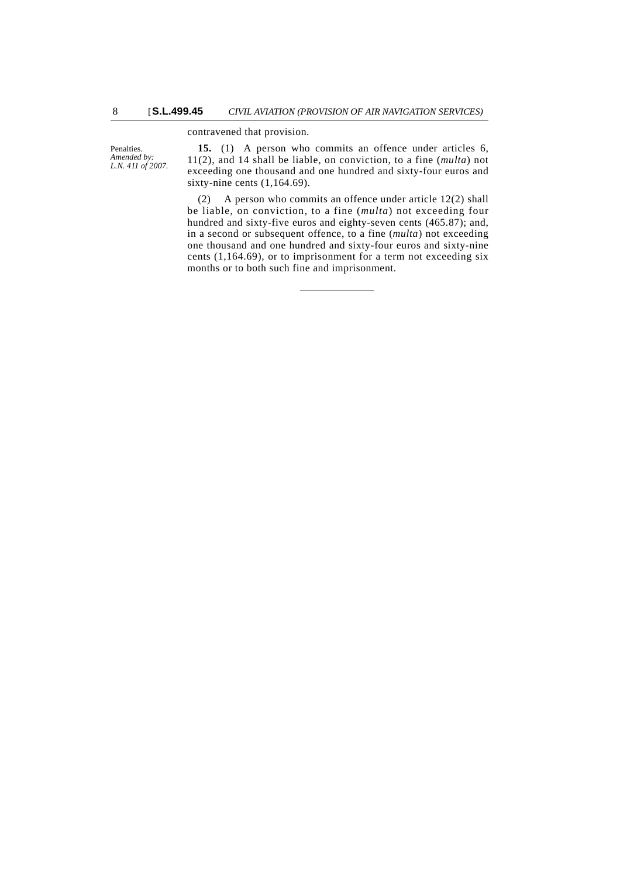contravened that provision.

Penalties.
*Amended by: L.N. 411 of 2007.*

**15.** (1) A person who commits an offence under articles 6, 11(2), and 14 shall be liable, on conviction, to a fine (*multa*) not exceeding one thousand and one hundred and sixty-four euros and sixty-nine cents (1,164.69).

(2) A person who commits an offence under article 12(2) shall be liable, on conviction, to a fine (*multa*) not exceeding four hundred and sixty-five euros and eighty-seven cents (465.87); and, in a second or subsequent offence, to a fine (*multa*) not exceeding one thousand and one hundred and sixty-four euros and sixty-nine cents (1,164.69), or to imprisonment for a term not exceeding six months or to both such fine and imprisonment.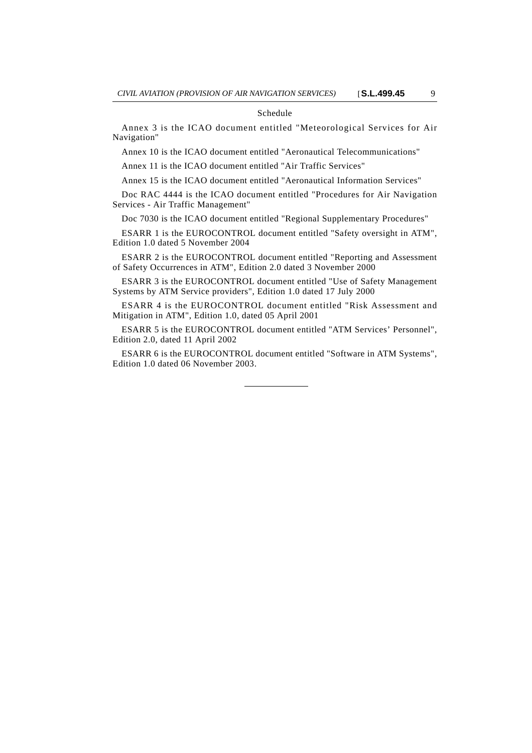## Schedule

Annex 3 is the ICAO document entitled "Meteorological Services for Air Navigation"

Annex 10 is the ICAO document entitled "Aeronautical Telecommunications"

Annex 11 is the ICAO document entitled "Air Traffic Services"

Annex 15 is the ICAO document entitled "Aeronautical Information Services"

Doc RAC 4444 is the ICAO document entitled "Procedures for Air Navigation Services - Air Traffic Management"

Doc 7030 is the ICAO document entitled "Regional Supplementary Procedures"

ESARR 1 is the EUROCONTROL document entitled "Safety oversight in ATM", Edition 1.0 dated 5 November 2004

ESARR 2 is the EUROCONTROL document entitled "Reporting and Assessment of Safety Occurrences in ATM", Edition 2.0 dated 3 November 2000

ESARR 3 is the EUROCONTROL document entitled "Use of Safety Management Systems by ATM Service providers", Edition 1.0 dated 17 July 2000

ESARR 4 is the EUROCONTROL document entitled "Risk Assessment and Mitigation in ATM", Edition 1.0, dated 05 April 2001

ESARR 5 is the EUROCONTROL document entitled "ATM Services' Personnel", Edition 2.0, dated 11 April 2002

ESARR 6 is the EUROCONTROL document entitled "Software in ATM Systems", Edition 1.0 dated 06 November 2003.